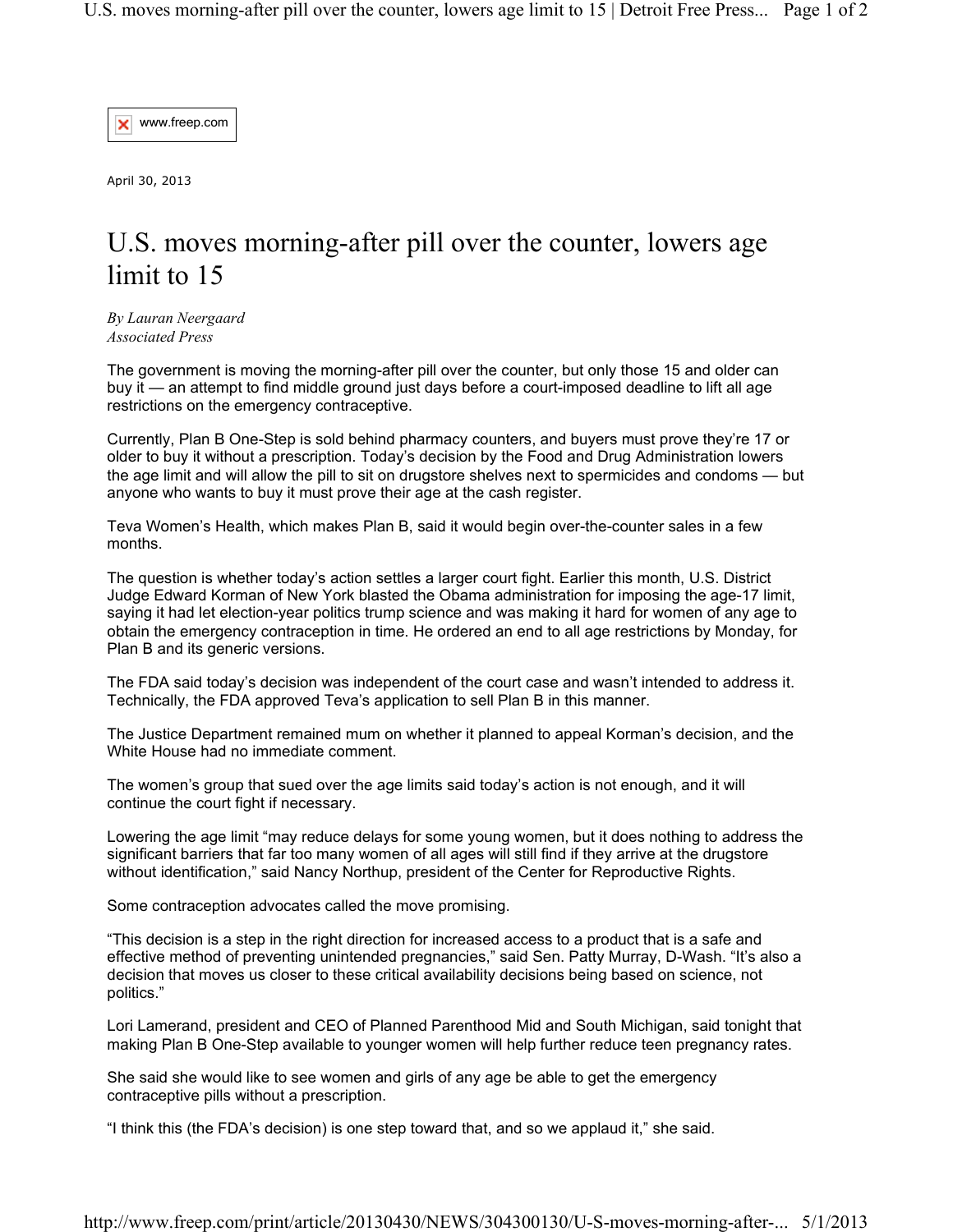www.freep.com

April 30, 2013

# U.S. moves morning-after pill over the counter, lowers age limit to 15

*By Lauran Neergaard*
*Associated Press*

The government is moving the morning-after pill over the counter, but only those 15 and older can buy it — an attempt to find middle ground just days before a court-imposed deadline to lift all age restrictions on the emergency contraceptive.

Currently, Plan B One-Step is sold behind pharmacy counters, and buyers must prove they're 17 or older to buy it without a prescription. Today's decision by the Food and Drug Administration lowers the age limit and will allow the pill to sit on drugstore shelves next to spermicides and condoms — but anyone who wants to buy it must prove their age at the cash register.

Teva Women's Health, which makes Plan B, said it would begin over-the-counter sales in a few months.

The question is whether today's action settles a larger court fight. Earlier this month, U.S. District Judge Edward Korman of New York blasted the Obama administration for imposing the age-17 limit, saying it had let election-year politics trump science and was making it hard for women of any age to obtain the emergency contraception in time. He ordered an end to all age restrictions by Monday, for Plan B and its generic versions.

The FDA said today's decision was independent of the court case and wasn't intended to address it. Technically, the FDA approved Teva's application to sell Plan B in this manner.

The Justice Department remained mum on whether it planned to appeal Korman's decision, and the White House had no immediate comment.

The women's group that sued over the age limits said today's action is not enough, and it will continue the court fight if necessary.

Lowering the age limit "may reduce delays for some young women, but it does nothing to address the significant barriers that far too many women of all ages will still find if they arrive at the drugstore without identification," said Nancy Northup, president of the Center for Reproductive Rights.

Some contraception advocates called the move promising.

"This decision is a step in the right direction for increased access to a product that is a safe and effective method of preventing unintended pregnancies," said Sen. Patty Murray, D-Wash. "It's also a decision that moves us closer to these critical availability decisions being based on science, not politics."

Lori Lamerand, president and CEO of Planned Parenthood Mid and South Michigan, said tonight that making Plan B One-Step available to younger women will help further reduce teen pregnancy rates.

She said she would like to see women and girls of any age be able to get the emergency contraceptive pills without a prescription.

"I think this (the FDA's decision) is one step toward that, and so we applaud it," she said.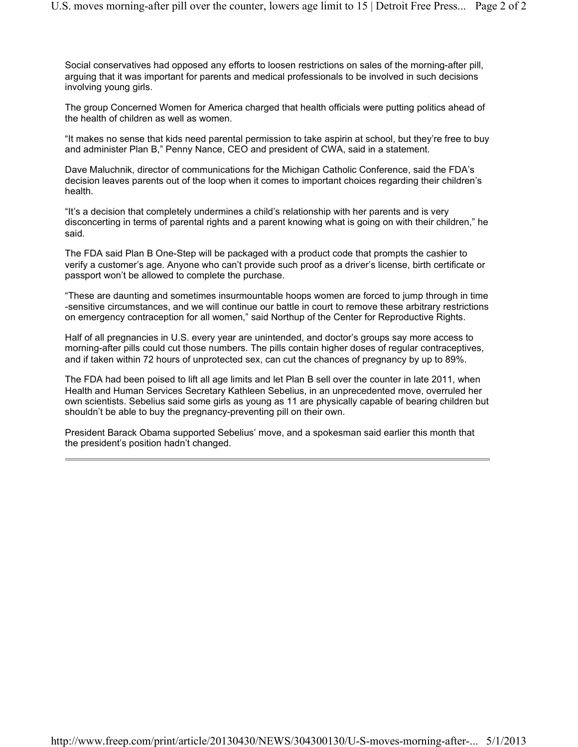Social conservatives had opposed any efforts to loosen restrictions on sales of the morning-after pill, arguing that it was important for parents and medical professionals to be involved in such decisions involving young girls.

The group Concerned Women for America charged that health officials were putting politics ahead of the health of children as well as women.

"It makes no sense that kids need parental permission to take aspirin at school, but they're free to buy and administer Plan B," Penny Nance, CEO and president of CWA, said in a statement.

Dave Maluchnik, director of communications for the Michigan Catholic Conference, said the FDA's decision leaves parents out of the loop when it comes to important choices regarding their children's health.

"It's a decision that completely undermines a child's relationship with her parents and is very disconcerting in terms of parental rights and a parent knowing what is going on with their children," he said.

The FDA said Plan B One-Step will be packaged with a product code that prompts the cashier to verify a customer's age. Anyone who can't provide such proof as a driver's license, birth certificate or passport won't be allowed to complete the purchase.

"These are daunting and sometimes insurmountable hoops women are forced to jump through in time -sensitive circumstances, and we will continue our battle in court to remove these arbitrary restrictions on emergency contraception for all women," said Northup of the Center for Reproductive Rights.

Half of all pregnancies in U.S. every year are unintended, and doctor's groups say more access to morning-after pills could cut those numbers. The pills contain higher doses of regular contraceptives, and if taken within 72 hours of unprotected sex, can cut the chances of pregnancy by up to 89%.

The FDA had been poised to lift all age limits and let Plan B sell over the counter in late 2011, when Health and Human Services Secretary Kathleen Sebelius, in an unprecedented move, overruled her own scientists. Sebelius said some girls as young as 11 are physically capable of bearing children but shouldn't be able to buy the pregnancy-preventing pill on their own.

President Barack Obama supported Sebelius' move, and a spokesman said earlier this month that the president's position hadn't changed.